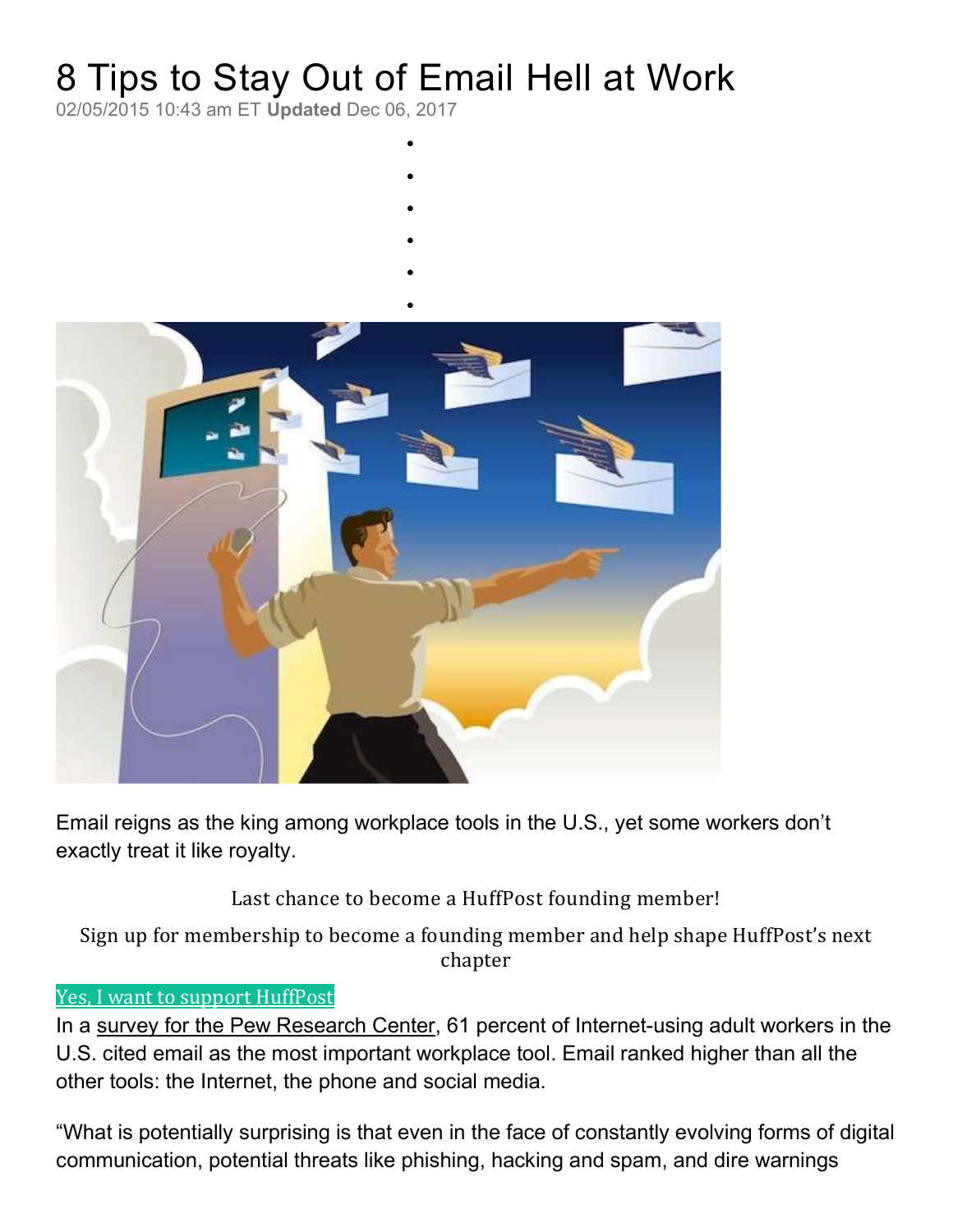# 8 Tips to Stay Out of Email Hell at Work

02/05/2015 10:43 am ET **Updated** Dec 06, 2017

Email reigns as the king among workplace tools in the U.S., yet some workers don't exactly treat it like royalty.

Last chance to become a HuffPost founding member!

Sign up for membership to become a founding member and help shape HuffPost's next chapter

Yes, I want to support HuffPost

In a survey for the Pew Research Center, 61 percent of Internet-using adult workers in the U.S. cited email as the most important workplace tool. Email ranked higher than all the other tools: the Internet, the phone and social media.

"What is potentially surprising is that even in the face of constantly evolving forms of digital communication, potential threats like phishing, hacking and spam, and dire warnings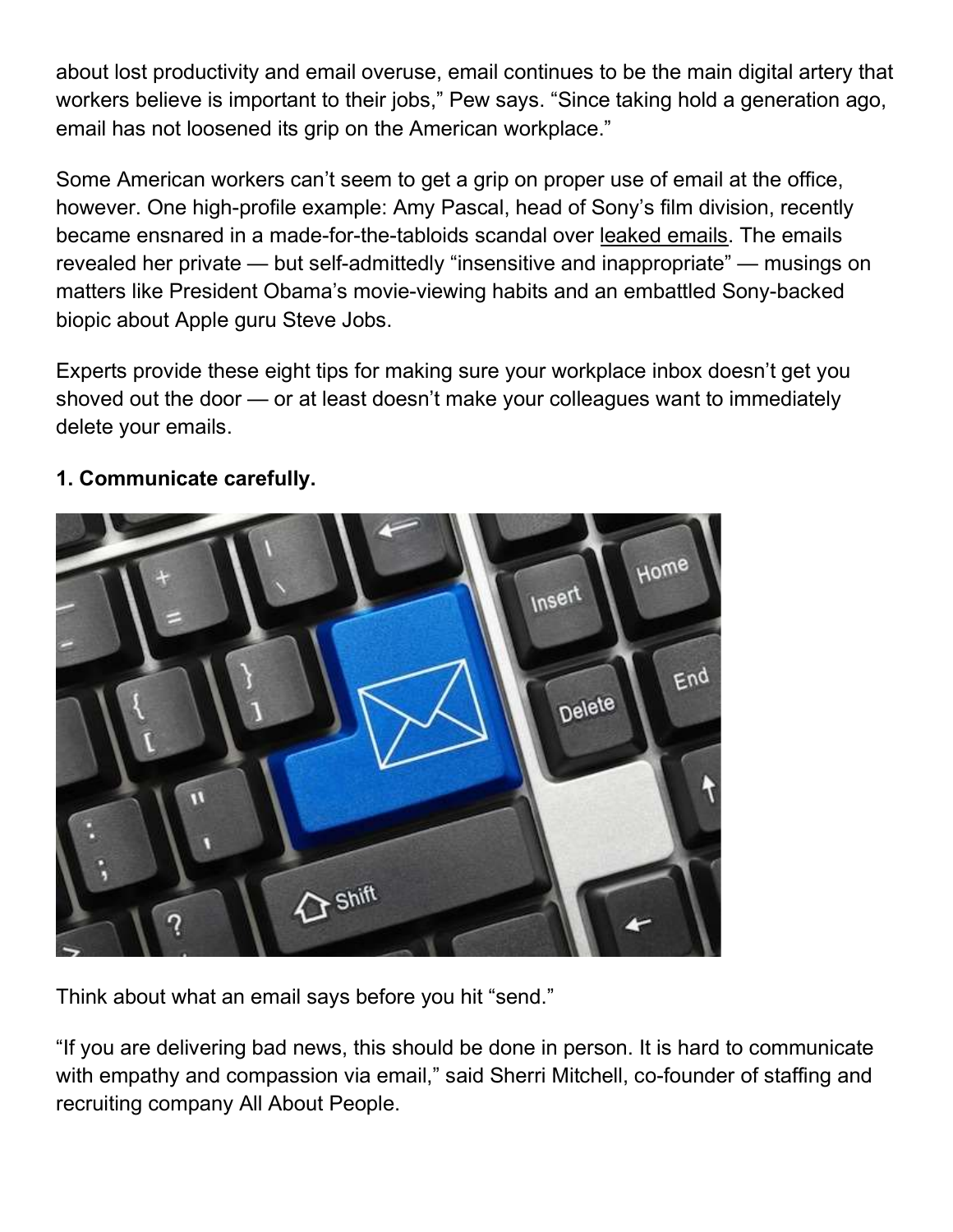about lost productivity and email overuse, email continues to be the main digital artery that workers believe is important to their jobs," Pew says. "Since taking hold a generation ago, email has not loosened its grip on the American workplace."

Some American workers can't seem to get a grip on proper use of email at the office, however. One high-profile example: Amy Pascal, head of Sony's film division, recently became ensnared in a made-for-the-tabloids scandal over leaked emails. The emails revealed her private — but self-admittedly "insensitive and inappropriate" — musings on matters like President Obama's movie-viewing habits and an embattled Sony-backed biopic about Apple guru Steve Jobs.

Experts provide these eight tips for making sure your workplace inbox doesn't get you shoved out the door — or at least doesn't make your colleagues want to immediately delete your emails.

**1. Communicate carefully.**

Think about what an email says before you hit "send."

"If you are delivering bad news, this should be done in person. It is hard to communicate with empathy and compassion via email," said Sherri Mitchell, co-founder of staffing and recruiting company All About People.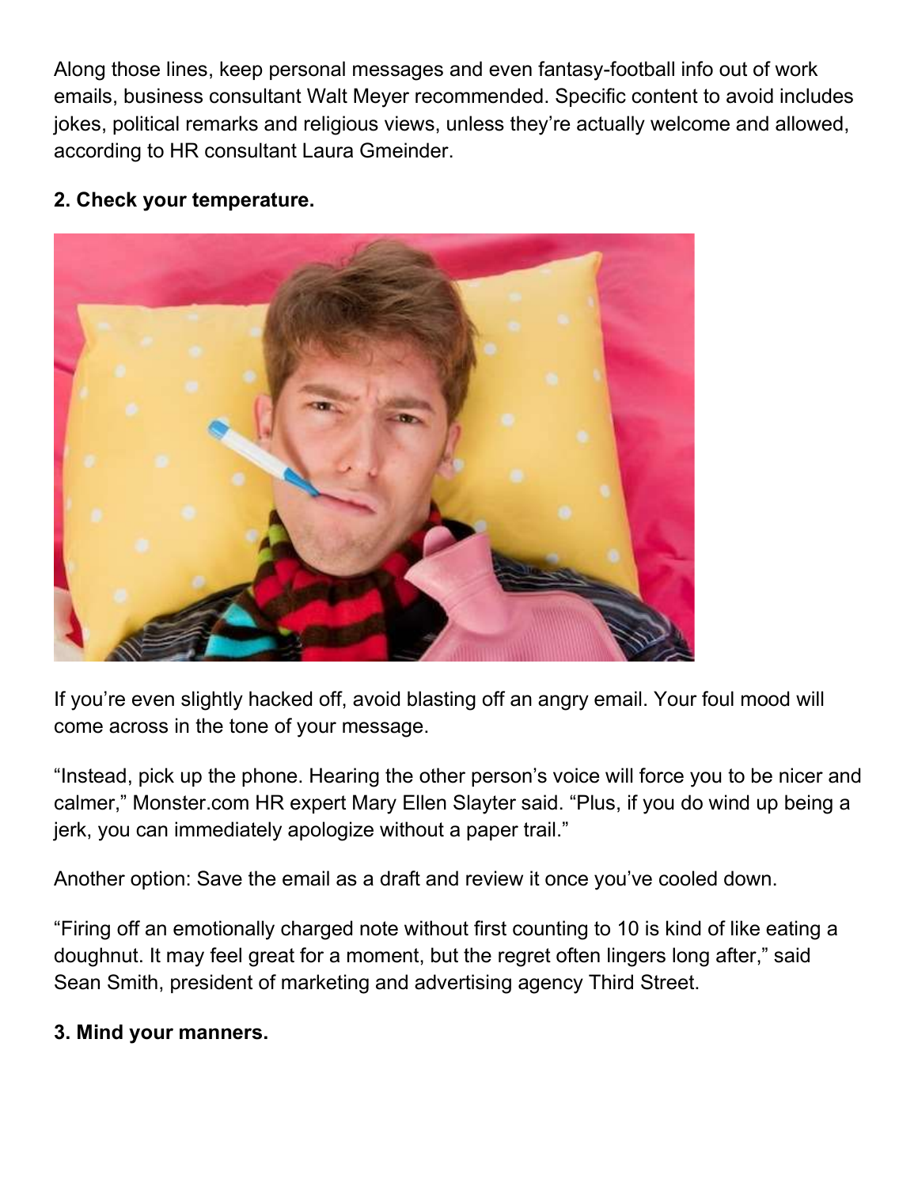Along those lines, keep personal messages and even fantasy-football info out of work emails, business consultant Walt Meyer recommended. Specific content to avoid includes jokes, political remarks and religious views, unless they're actually welcome and allowed, according to HR consultant Laura Gmeinder.

**2. Check your temperature.**

If you're even slightly hacked off, avoid blasting off an angry email. Your foul mood will come across in the tone of your message.

"Instead, pick up the phone. Hearing the other person's voice will force you to be nicer and calmer," Monster.com HR expert Mary Ellen Slayter said. "Plus, if you do wind up being a jerk, you can immediately apologize without a paper trail."

Another option: Save the email as a draft and review it once you've cooled down.

"Firing off an emotionally charged note without first counting to 10 is kind of like eating a doughnut. It may feel great for a moment, but the regret often lingers long after," said Sean Smith, president of marketing and advertising agency Third Street.

**3. Mind your manners.**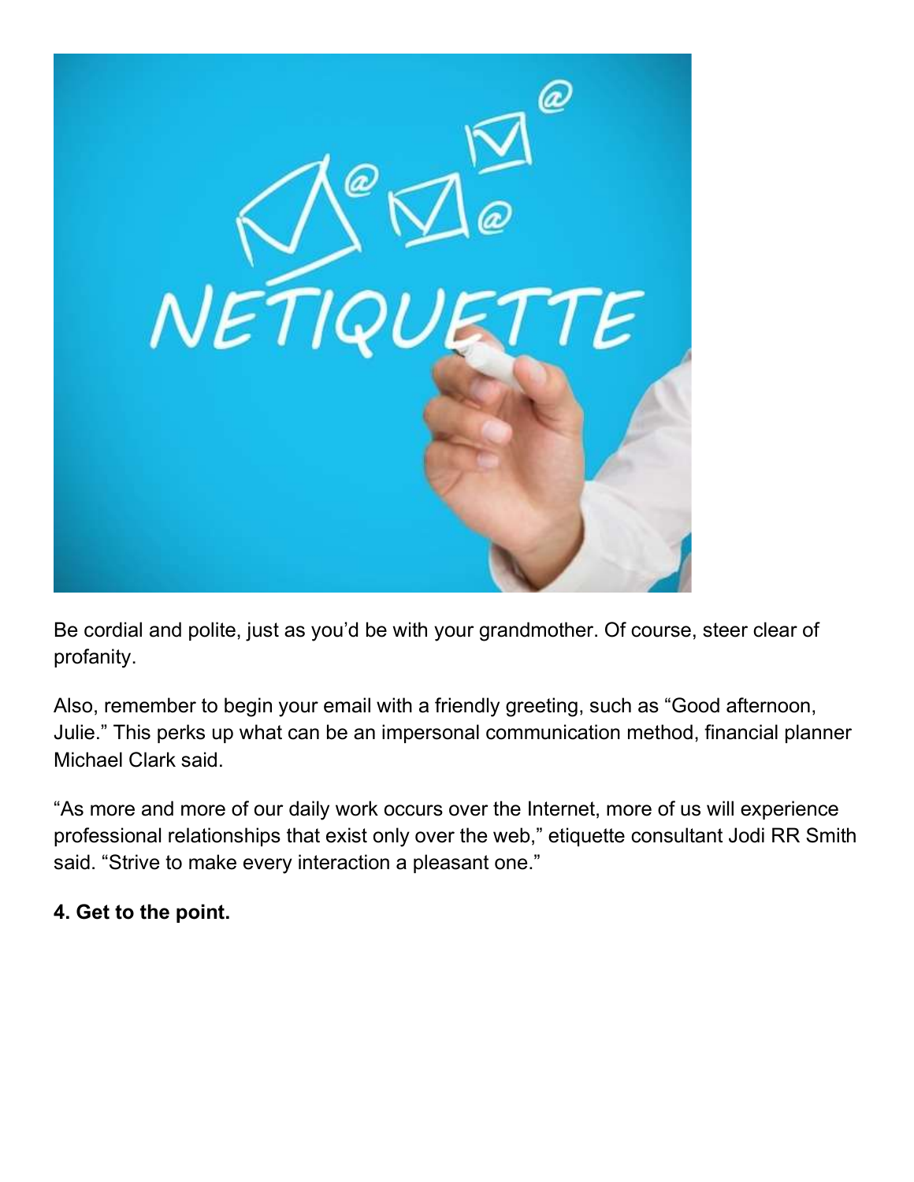Be cordial and polite, just as you'd be with your grandmother. Of course, steer clear of profanity.

Also, remember to begin your email with a friendly greeting, such as "Good afternoon, Julie." This perks up what can be an impersonal communication method, financial planner Michael Clark said.

"As more and more of our daily work occurs over the Internet, more of us will experience professional relationships that exist only over the web," etiquette consultant Jodi RR Smith said. "Strive to make every interaction a pleasant one."

**4. Get to the point.**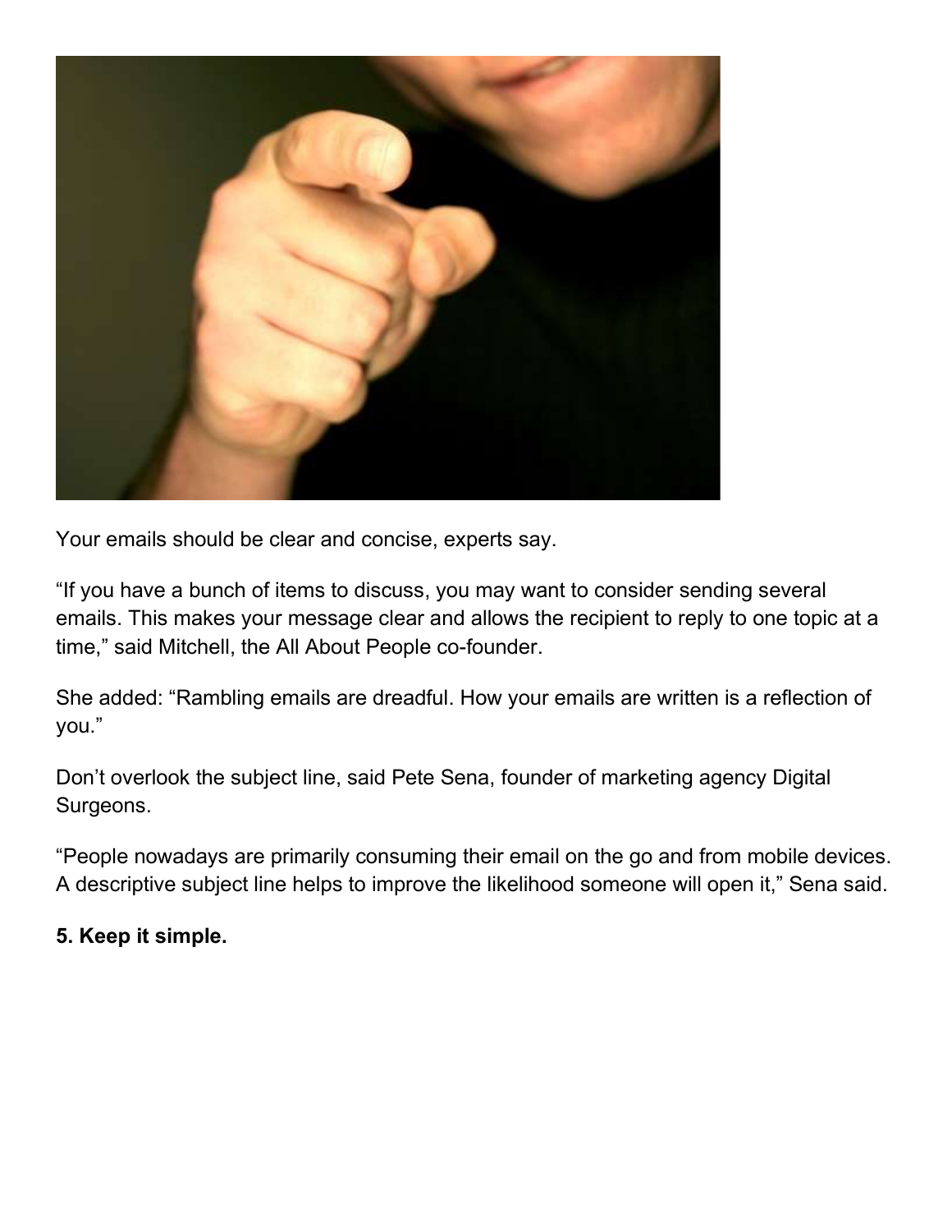Your emails should be clear and concise, experts say.

"If you have a bunch of items to discuss, you may want to consider sending several emails. This makes your message clear and allows the recipient to reply to one topic at a time," said Mitchell, the All About People co-founder.

She added: "Rambling emails are dreadful. How your emails are written is a reflection of you."

Don't overlook the subject line, said Pete Sena, founder of marketing agency Digital Surgeons.

"People nowadays are primarily consuming their email on the go and from mobile devices. A descriptive subject line helps to improve the likelihood someone will open it," Sena said.

**5. Keep it simple.**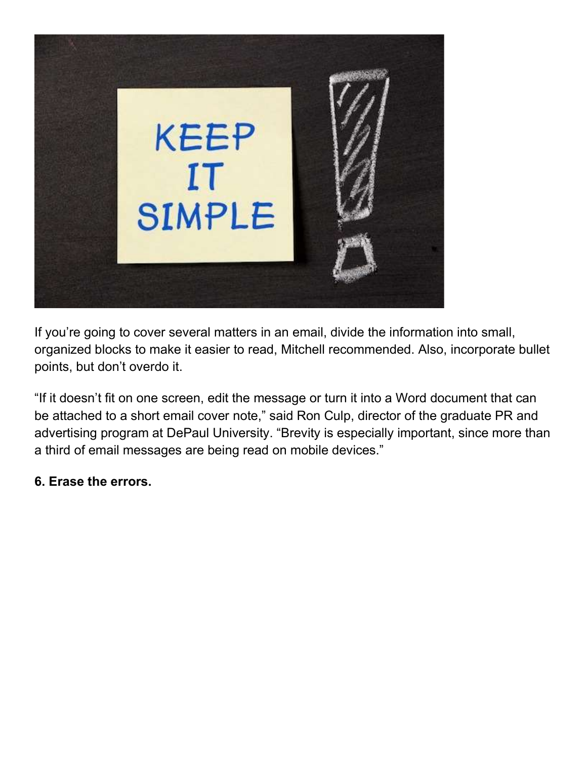If you're going to cover several matters in an email, divide the information into small, organized blocks to make it easier to read, Mitchell recommended. Also, incorporate bullet points, but don't overdo it.

"If it doesn't fit on one screen, edit the message or turn it into a Word document that can be attached to a short email cover note," said Ron Culp, director of the graduate PR and advertising program at DePaul University. "Brevity is especially important, since more than a third of email messages are being read on mobile devices."

**6. Erase the errors.**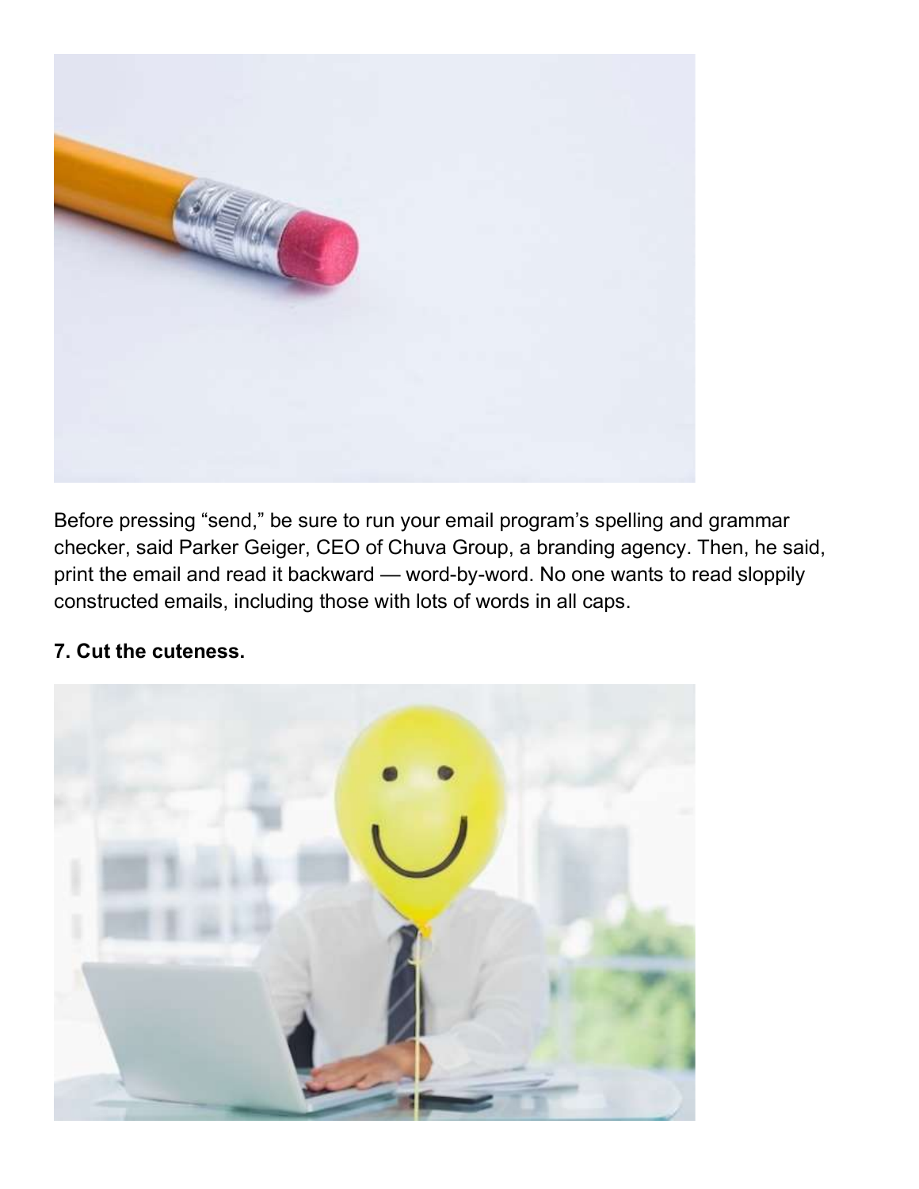Before pressing "send," be sure to run your email program's spelling and grammar checker, said Parker Geiger, CEO of Chuva Group, a branding agency. Then, he said, print the email and read it backward — word-by-word. No one wants to read sloppily constructed emails, including those with lots of words in all caps.

**7. Cut the cuteness.**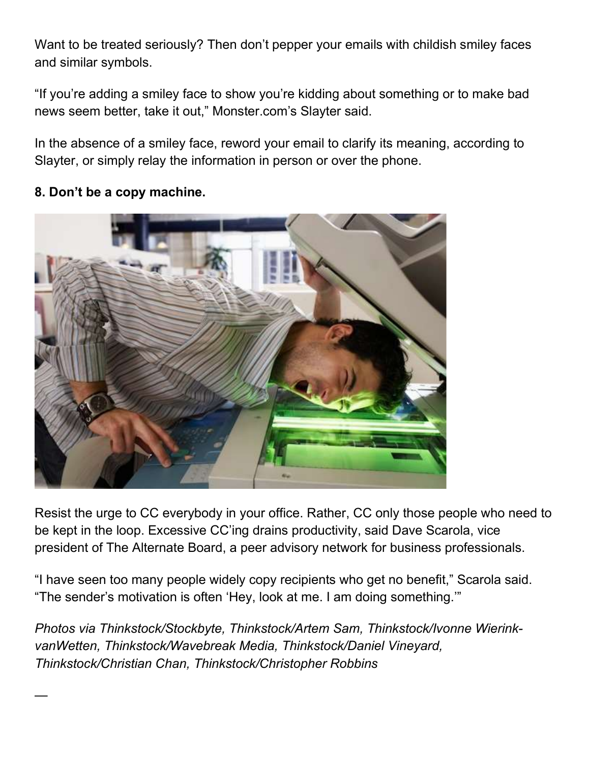Want to be treated seriously? Then don't pepper your emails with childish smiley faces and similar symbols.

"If you're adding a smiley face to show you're kidding about something or to make bad news seem better, take it out," Monster.com's Slayter said.

In the absence of a smiley face, reword your email to clarify its meaning, according to Slayter, or simply relay the information in person or over the phone.

**8. Don't be a copy machine.**

Resist the urge to CC everybody in your office. Rather, CC only those people who need to be kept in the loop. Excessive CC'ing drains productivity, said Dave Scarola, vice president of The Alternate Board, a peer advisory network for business professionals.

"I have seen too many people widely copy recipients who get no benefit," Scarola said. "The sender's motivation is often 'Hey, look at me. I am doing something.'"

*Photos via Thinkstock/Stockbyte, Thinkstock/Artem Sam, Thinkstock/Ivonne Wierink-vanWetten, Thinkstock/Wavebreak Media, Thinkstock/Daniel Vineyard, Thinkstock/Christian Chan, Thinkstock/Christopher Robbins*

—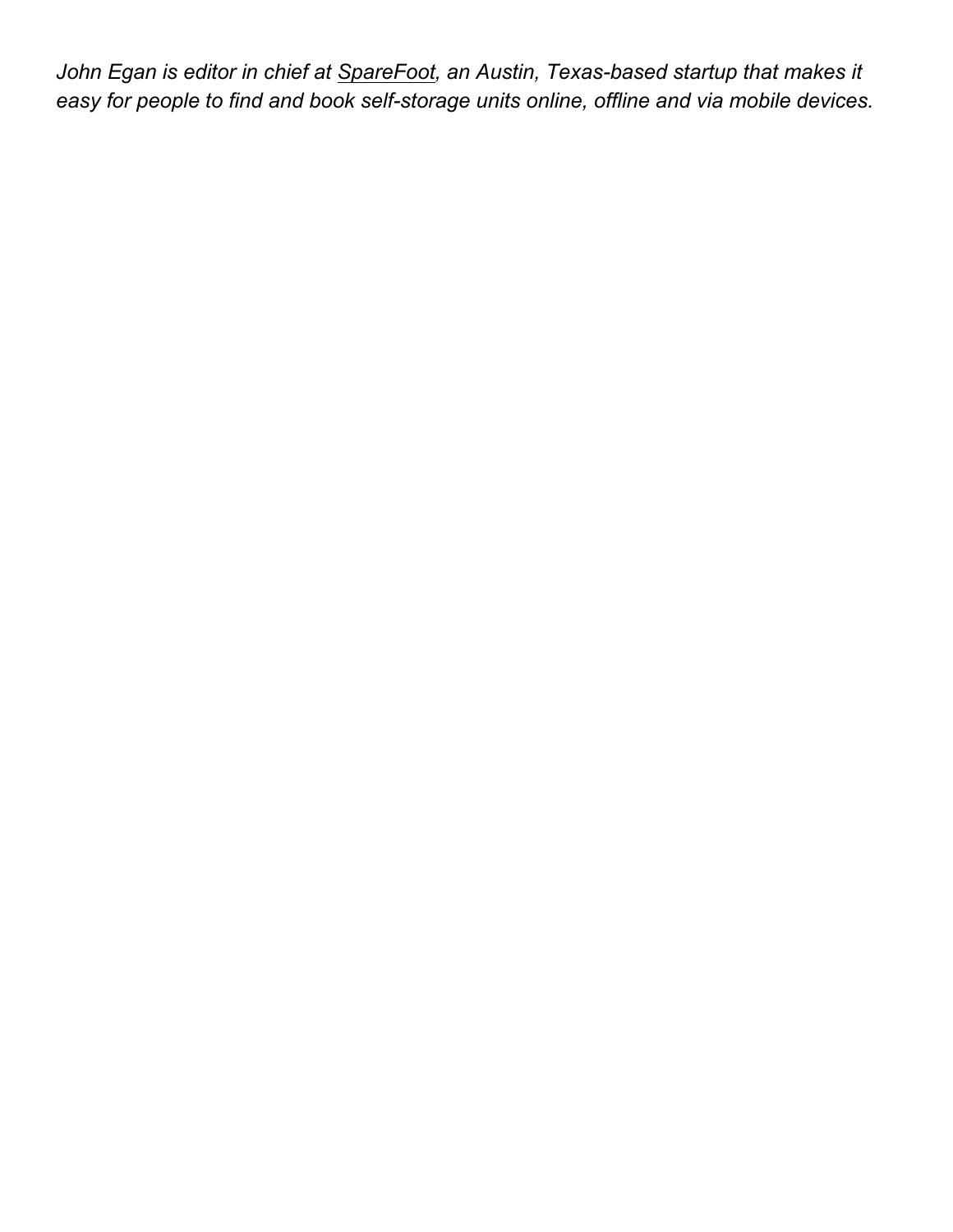*John Egan is editor in chief at SpareFoot, an Austin, Texas-based startup that makes it easy for people to find and book self-storage units online, offline and via mobile devices.*